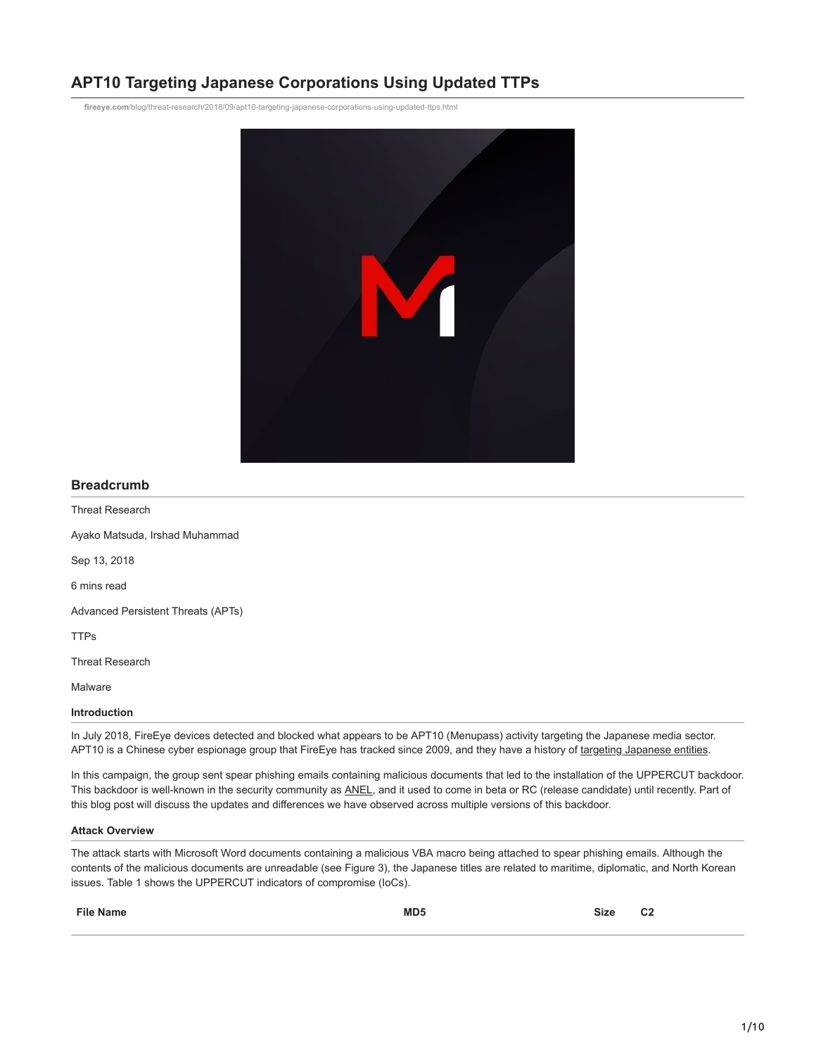# APT10 Targeting Japanese Corporations Using Updated TTPs

fireeye.com/blog/threat-research/2018/09/apt10-targeting-japanese-corporations-using-updated-ttps.html

## Breadcrumb

Threat Research

Ayako Matsuda, Irshad Muhammad

Sep 13, 2018

6 mins read

Advanced Persistent Threats (APTs)

TTPs

Threat Research

Malware

### Introduction

In July 2018, FireEye devices detected and blocked what appears to be APT10 (Menupass) activity targeting the Japanese media sector. APT10 is a Chinese cyber espionage group that FireEye has tracked since 2009, and they have a history of targeting Japanese entities.

In this campaign, the group sent spear phishing emails containing malicious documents that led to the installation of the UPPERCUT backdoor. This backdoor is well-known in the security community as ANEL, and it used to come in beta or RC (release candidate) until recently. Part of this blog post will discuss the updates and differences we have observed across multiple versions of this backdoor.

### Attack Overview

The attack starts with Microsoft Word documents containing a malicious VBA macro being attached to spear phishing emails. Although the contents of the malicious documents are unreadable (see Figure 3), the Japanese titles are related to maritime, diplomatic, and North Korean issues. Table 1 shows the UPPERCUT indicators of compromise (IoCs).

| File Name | MD5 | Size | C2 |
| --- | --- | --- | --- |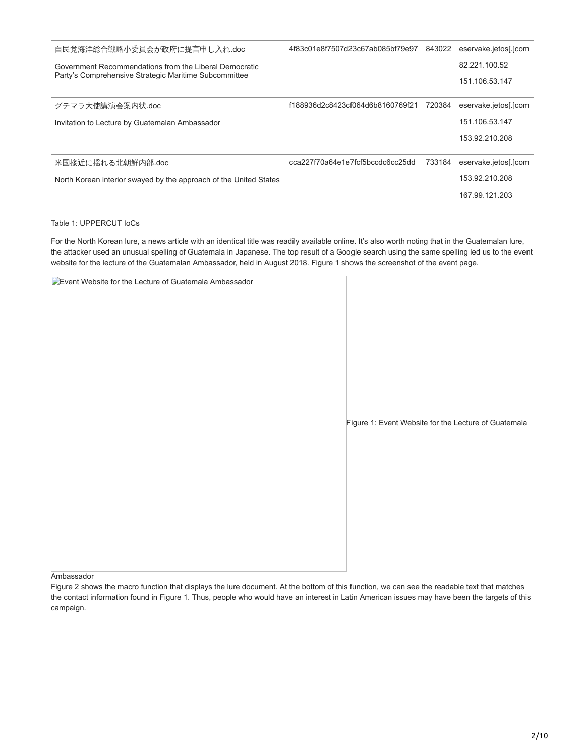| | | | |
|---|---|---|---|
| 自民党海洋総合戦略小委員会が政府に提言申し入れ.doc<br><br>Government Recommendations from the Liberal Democratic Party's Comprehensive Strategic Maritime Subcommittee | 4f83c01e8f7507d23c67ab085bf79e97 | 843022 | eservake.jetos[.]com<br>82.221.100.52<br>151.106.53.147 |
| グテマラ大使講演会案内状.doc<br><br>Invitation to Lecture by Guatemalan Ambassador | f188936d2c8423cf064d6b8160769f21 | 720384 | eservake.jetos[.]com<br>151.106.53.147<br>153.92.210.208 |
| 米国接近に揺れる北朝鮮内部.doc<br><br>North Korean interior swayed by the approach of the United States | cca227f70a64e1e7fcf5bccdc6cc25dd | 733184 | eservake.jetos[.]com<br>153.92.210.208<br>167.99.121.203 |

Table 1: UPPERCUT IoCs

For the North Korean lure, a news article with an identical title was readily available online. It's also worth noting that in the Guatemalan lure, the attacker used an unusual spelling of Guatemala in Japanese. The top result of a Google search using the same spelling led us to the event website for the lecture of the Guatemalan Ambassador, held in August 2018. Figure 1 shows the screenshot of the event page.

Figure 1: Event Website for the Lecture of Guatemala Ambassador

Figure 2 shows the macro function that displays the lure document. At the bottom of this function, we can see the readable text that matches the contact information found in Figure 1. Thus, people who would have an interest in Latin American issues may have been the targets of this campaign.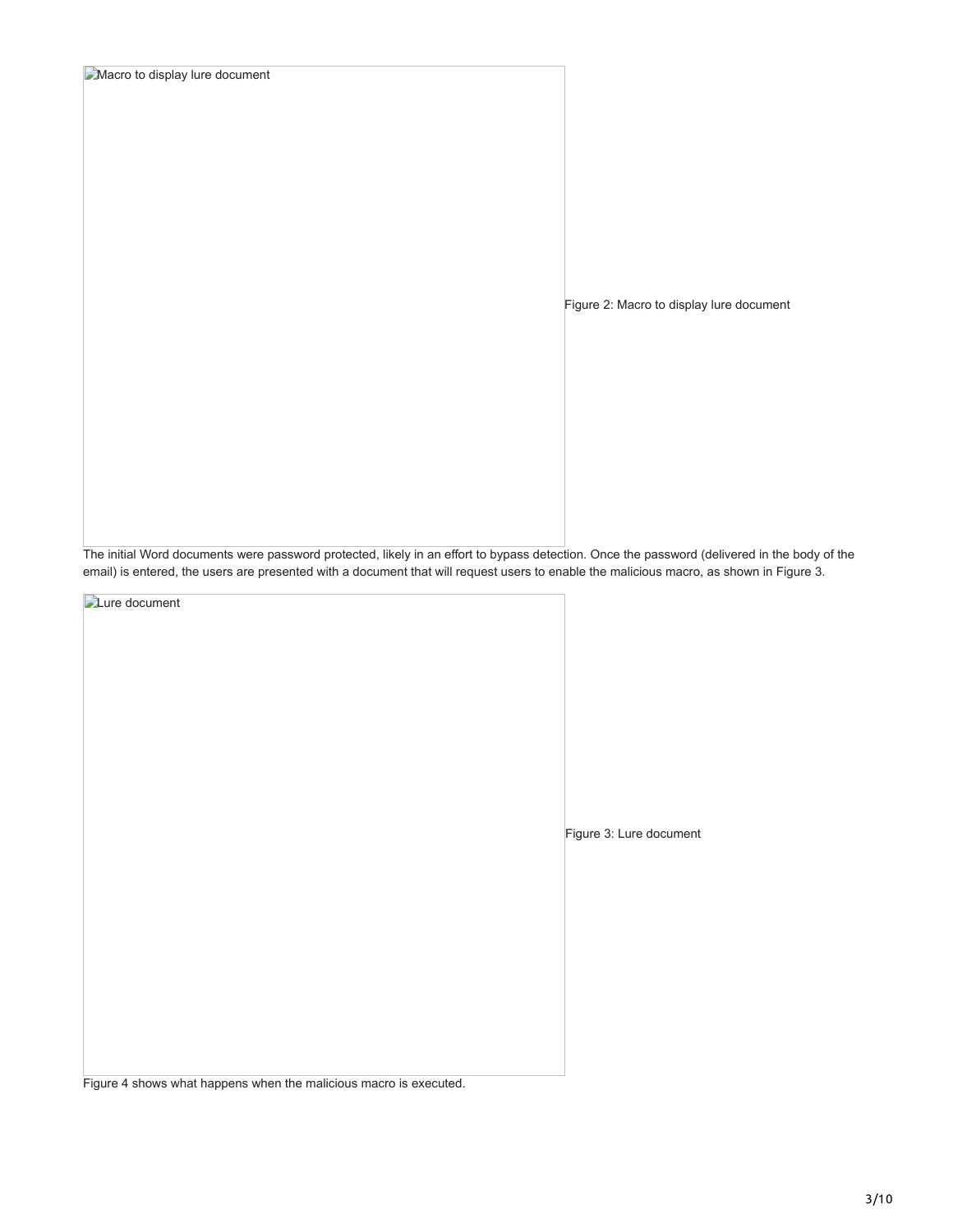Macro to display lure document

Figure 2: Macro to display lure document

The initial Word documents were password protected, likely in an effort to bypass detection. Once the password (delivered in the body of the email) is entered, the users are presented with a document that will request users to enable the malicious macro, as shown in Figure 3.

Lure document

Figure 3: Lure document

Figure 4 shows what happens when the malicious macro is executed.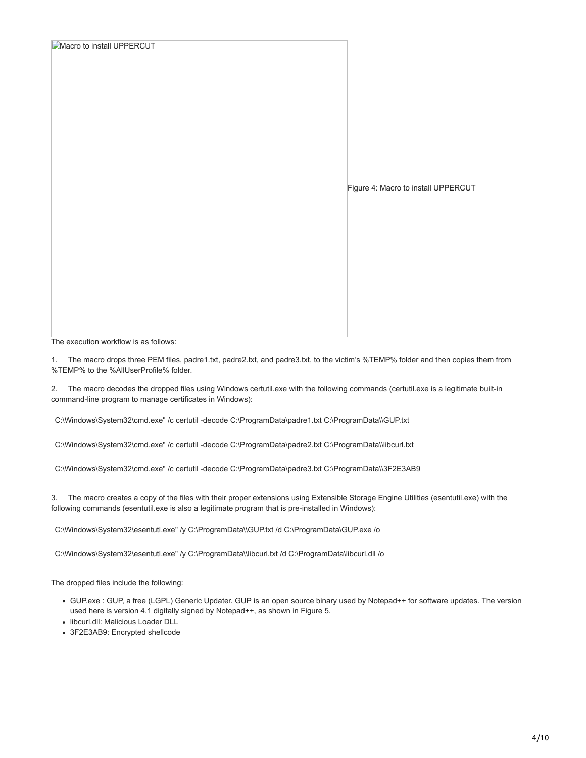Macro to install UPPERCUT

Figure 4: Macro to install UPPERCUT

The execution workflow is as follows:

1. The macro drops three PEM files, padre1.txt, padre2.txt, and padre3.txt, to the victim's %TEMP% folder and then copies them from %TEMP% to the %AllUserProfile% folder.

2. The macro decodes the dropped files using Windows certutil.exe with the following commands (certutil.exe is a legitimate built-in command-line program to manage certificates in Windows):

```
C:\Windows\System32\cmd.exe" /c certutil -decode C:\ProgramData\padre1.txt C:\ProgramData\\GUP.txt
```

```
C:\Windows\System32\cmd.exe" /c certutil -decode C:\ProgramData\padre2.txt C:\ProgramData\\libcurl.txt
```

```
C:\Windows\System32\cmd.exe" /c certutil -decode C:\ProgramData\padre3.txt C:\ProgramData\\3F2E3AB9
```

3. The macro creates a copy of the files with their proper extensions using Extensible Storage Engine Utilities (esentutil.exe) with the following commands (esentutil.exe is also a legitimate program that is pre-installed in Windows):

```
C:\Windows\System32\esentutl.exe" /y C:\ProgramData\\GUP.txt /d C:\ProgramData\GUP.exe /o
```

```
C:\Windows\System32\esentutl.exe" /y C:\ProgramData\\libcurl.txt /d C:\ProgramData\libcurl.dll /o
```

The dropped files include the following:

- GUP.exe : GUP, a free (LGPL) Generic Updater. GUP is an open source binary used by Notepad++ for software updates. The version used here is version 4.1 digitally signed by Notepad++, as shown in Figure 5.
- libcurl.dll: Malicious Loader DLL
- 3F2E3AB9: Encrypted shellcode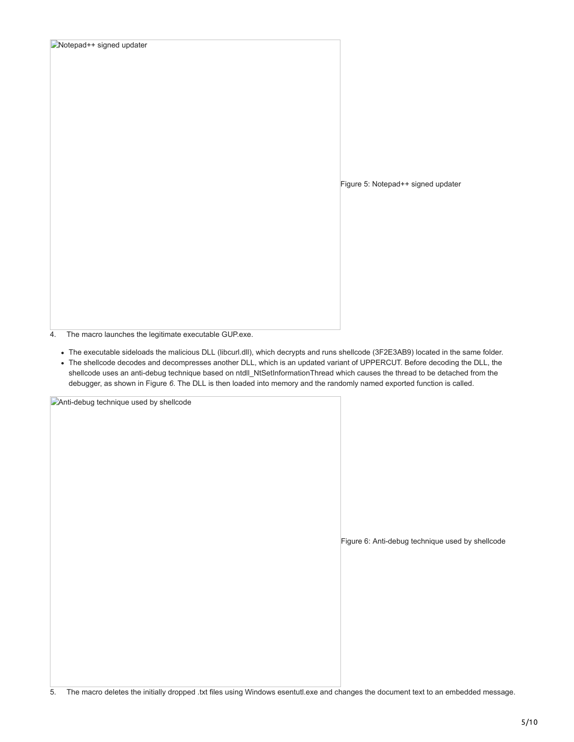Figure 5: Notepad++ signed updater

4. The macro launches the legitimate executable GUP.exe.

- The executable sideloads the malicious DLL (libcurl.dll), which decrypts and runs shellcode (3F2E3AB9) located in the same folder.
- The shellcode decodes and decompresses another DLL, which is an updated variant of UPPERCUT. Before decoding the DLL, the shellcode uses an anti-debug technique based on ntdll_NtSetInformationThread which causes the thread to be detached from the debugger, as shown in Figure *6*. The DLL is then loaded into memory and the randomly named exported function is called.

Figure 6: Anti-debug technique used by shellcode

5. The macro deletes the initially dropped .txt files using Windows esentutl.exe and changes the document text to an embedded message.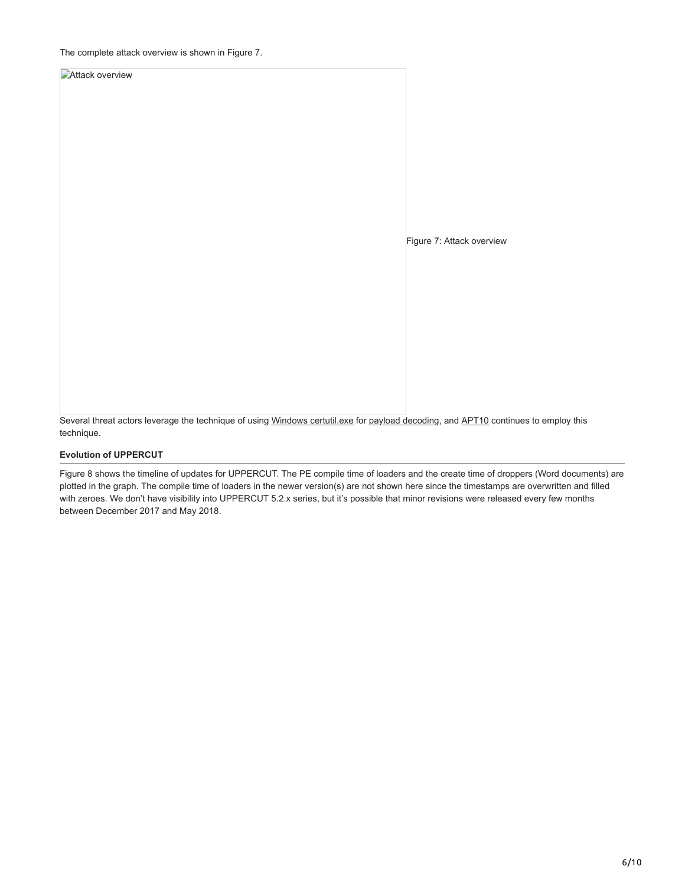The complete attack overview is shown in Figure 7.

Figure 7: Attack overview

Several threat actors leverage the technique of using Windows certutil.exe for payload decoding, and APT10 continues to employ this technique.

**Evolution of UPPERCUT**

Figure 8 shows the timeline of updates for UPPERCUT. The PE compile time of loaders and the create time of droppers (Word documents) are plotted in the graph. The compile time of loaders in the newer version(s) are not shown here since the timestamps are overwritten and filled with zeroes. We don't have visibility into UPPERCUT 5.2.x series, but it's possible that minor revisions were released every few months between December 2017 and May 2018.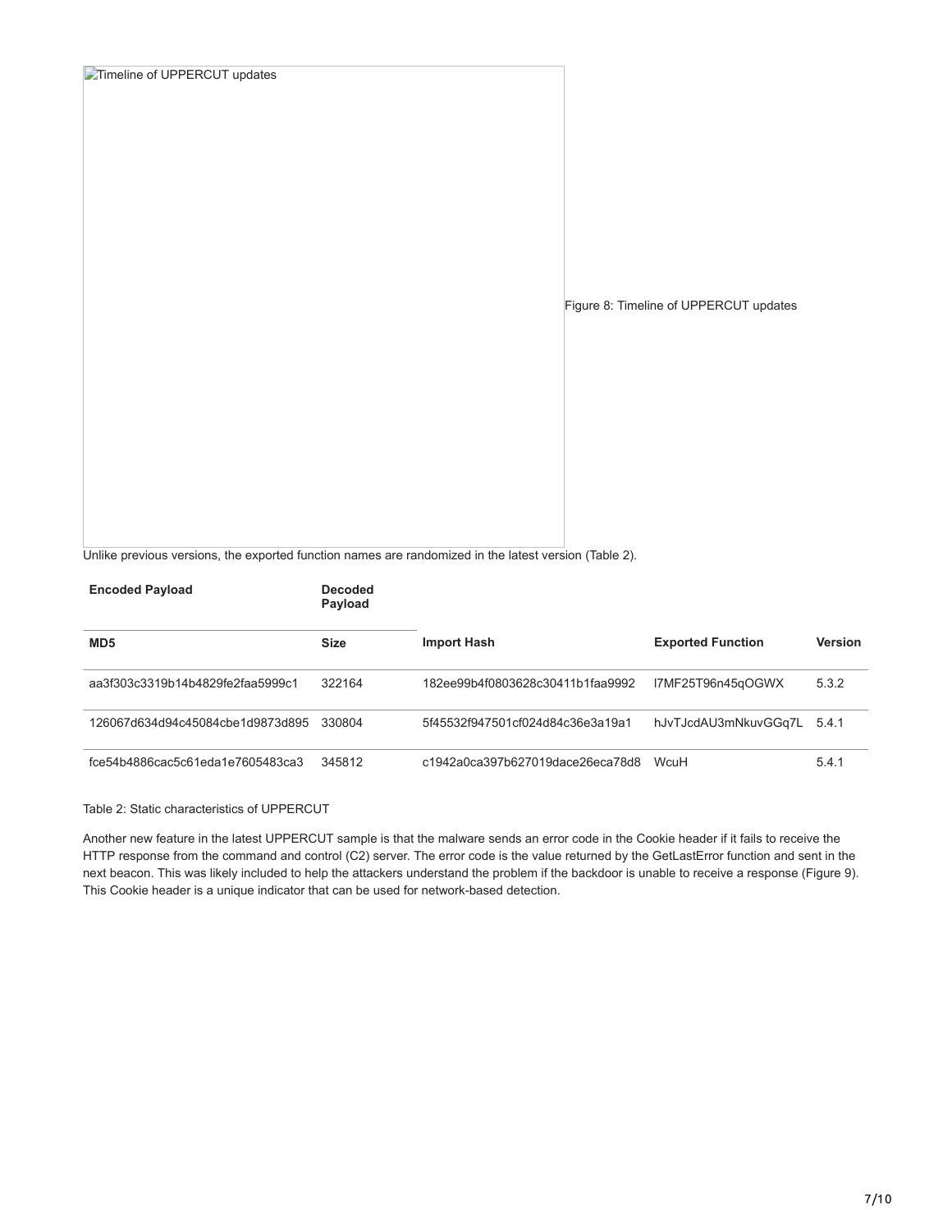Figure 8: Timeline of UPPERCUT updates

Unlike previous versions, the exported function names are randomized in the latest version (Table 2).

| Encoded Payload | Decoded Payload | | | |
|---|---|---|---|---|
| MD5 | Size | Import Hash | Exported Function | Version |
| aa3f303c3319b14b4829fe2faa5999c1 | 322164 | 182ee99b4f0803628c30411b1faa9992 | l7MF25T96n45qOGWX | 5.3.2 |
| 126067d634d94c45084cbe1d9873d895 | 330804 | 5f45532f947501cf024d84c36e3a19a1 | hJvTJcdAU3mNkuvGGq7L | 5.4.1 |
| fce54b4886cac5c61eda1e7605483ca3 | 345812 | c1942a0ca397b627019dace26eca78d8 | WcuH | 5.4.1 |

Table 2: Static characteristics of UPPERCUT

Another new feature in the latest UPPERCUT sample is that the malware sends an error code in the Cookie header if it fails to receive the HTTP response from the command and control (C2) server. The error code is the value returned by the GetLastError function and sent in the next beacon. This was likely included to help the attackers understand the problem if the backdoor is unable to receive a response (Figure 9). This Cookie header is a unique indicator that can be used for network-based detection.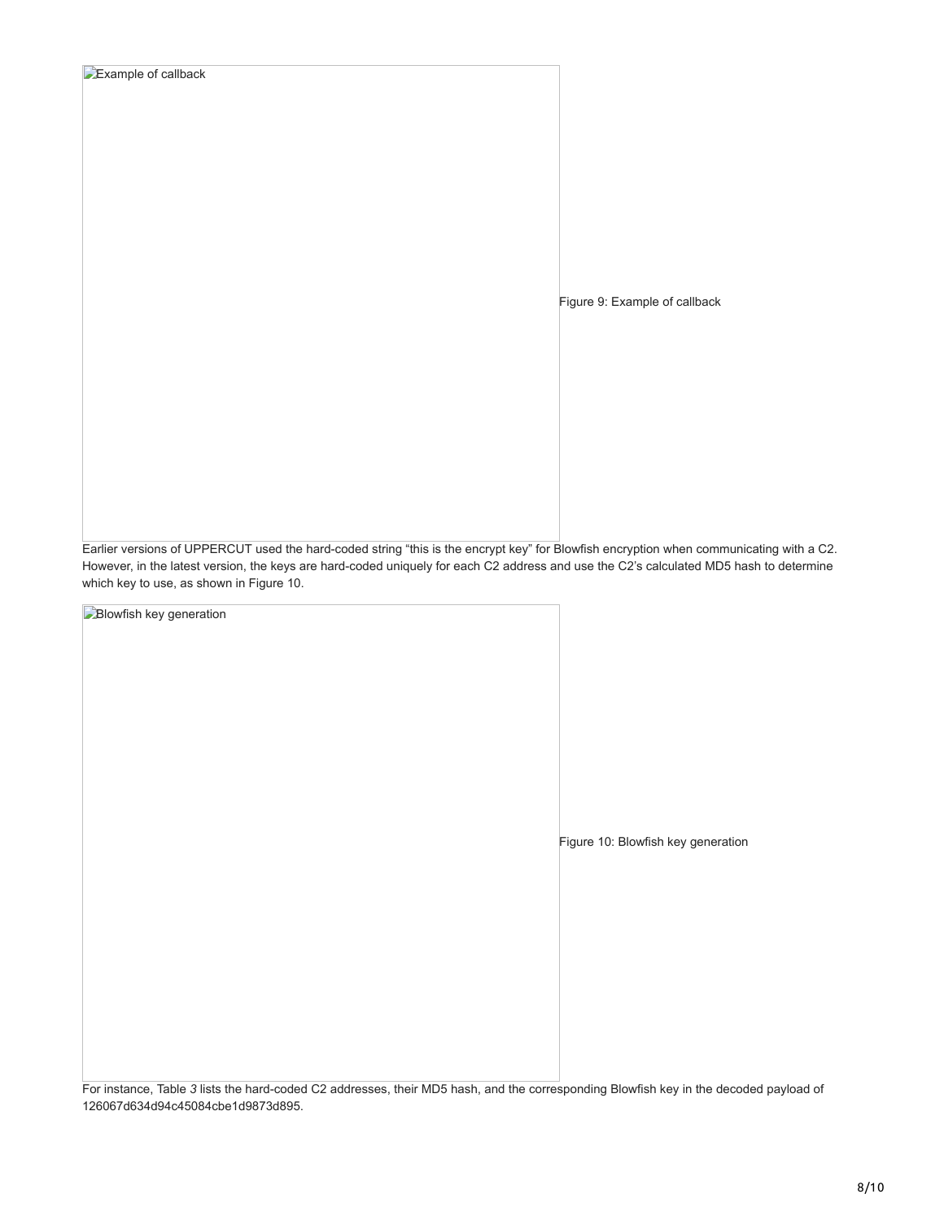Figure 9: Example of callback

Earlier versions of UPPERCUT used the hard-coded string “this is the encrypt key” for Blowfish encryption when communicating with a C2. However, in the latest version, the keys are hard-coded uniquely for each C2 address and use the C2’s calculated MD5 hash to determine which key to use, as shown in Figure 10.

Figure 10: Blowfish key generation

For instance, Table *3* lists the hard-coded C2 addresses, their MD5 hash, and the corresponding Blowfish key in the decoded payload of 126067d634d94c45084cbe1d9873d895.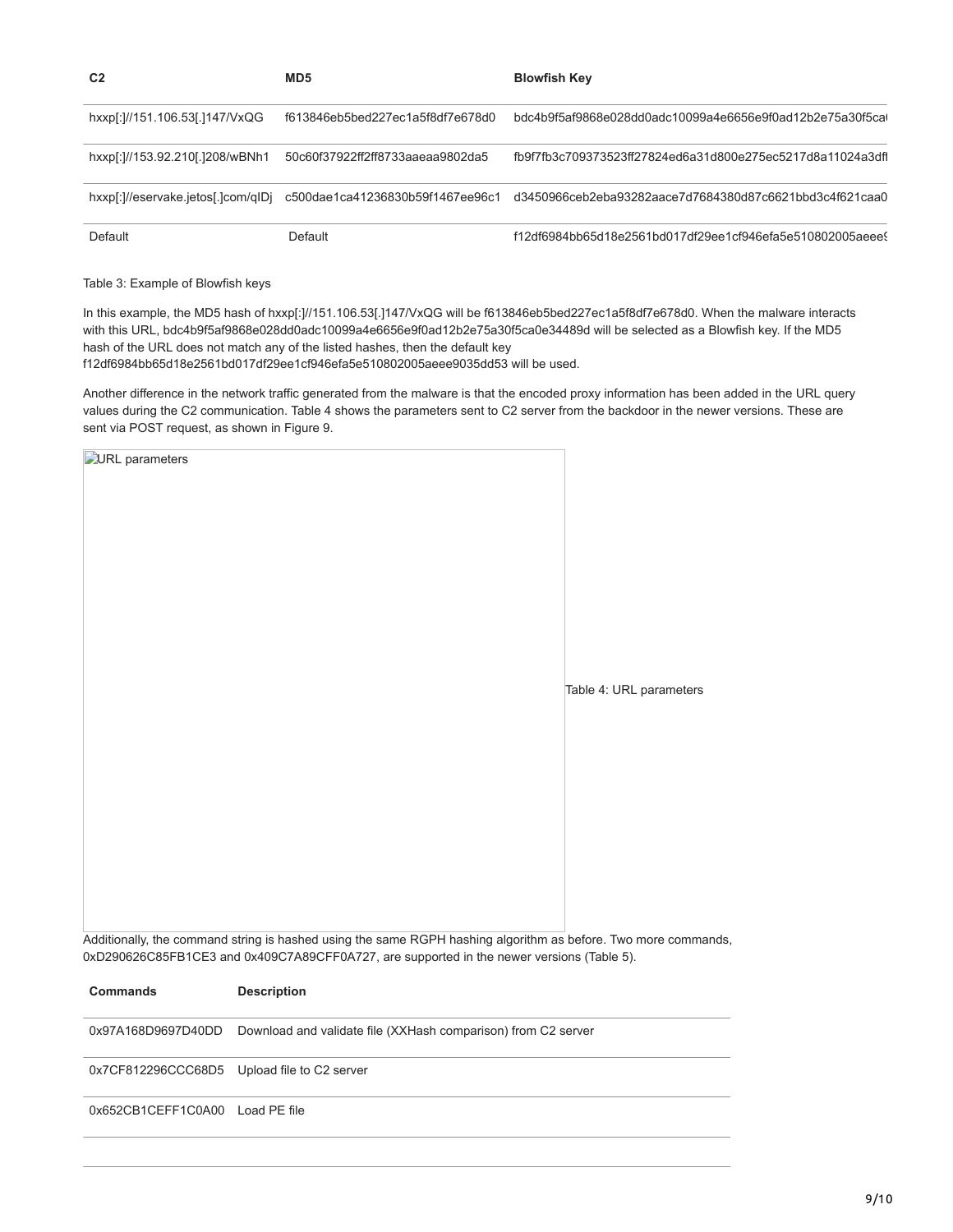| C2 | MD5 | Blowfish Key |
|---|---|---|
| hxxp[:]//151.106.53[.]147/VxQG | f613846eb5bed227ec1a5f8df7e678d0 | bdc4b9f5af9868e028dd0adc10099a4e6656e9f0ad12b2e75a30f5ca( |
| hxxp[:]//153.92.210[.]208/wBNh1 | 50c60f37922ff2ff8733aaeaa9802da5 | fb9f7fb3c709373523ff27824ed6a31d800e275ec5217d8a11024a3dfl |
| hxxp[:]//eservake.jetos[.]com/qIDj | c500dae1ca41236830b59f1467ee96c1 | d3450966ceb2eba93282aace7d7684380d87c6621bbd3c4f621caa0 |
| Default | Default | f12df6984bb65d18e2561bd017df29ee1cf946efa5e510802005aeee( |

Table 3: Example of Blowfish keys

In this example, the MD5 hash of hxxp[:]//151.106.53[.]147/VxQG will be f613846eb5bed227ec1a5f8df7e678d0. When the malware interacts with this URL, bdc4b9f5af9868e028dd0adc10099a4e6656e9f0ad12b2e75a30f5ca0e34489d will be selected as a Blowfish key. If the MD5 hash of the URL does not match any of the listed hashes, then the default key f12df6984bb65d18e2561bd017df29ee1cf946efa5e510802005aeee9035dd53 will be used.

Another difference in the network traffic generated from the malware is that the encoded proxy information has been added in the URL query values during the C2 communication. Table 4 shows the parameters sent to C2 server from the backdoor in the newer versions. These are sent via POST request, as shown in Figure 9.

URL parameters

Table 4: URL parameters

Additionally, the command string is hashed using the same RGPH hashing algorithm as before. Two more commands, 0xD290626C85FB1CE3 and 0x409C7A89CFF0A727, are supported in the newer versions (Table 5).

| Commands | Description |
|---|---|
| 0x97A168D9697D40DD | Download and validate file (XXHash comparison) from C2 server |
| 0x7CF812296CCC68D5 | Upload file to C2 server |
| 0x652CB1CEFF1C0A00 | Load PE file |
| | |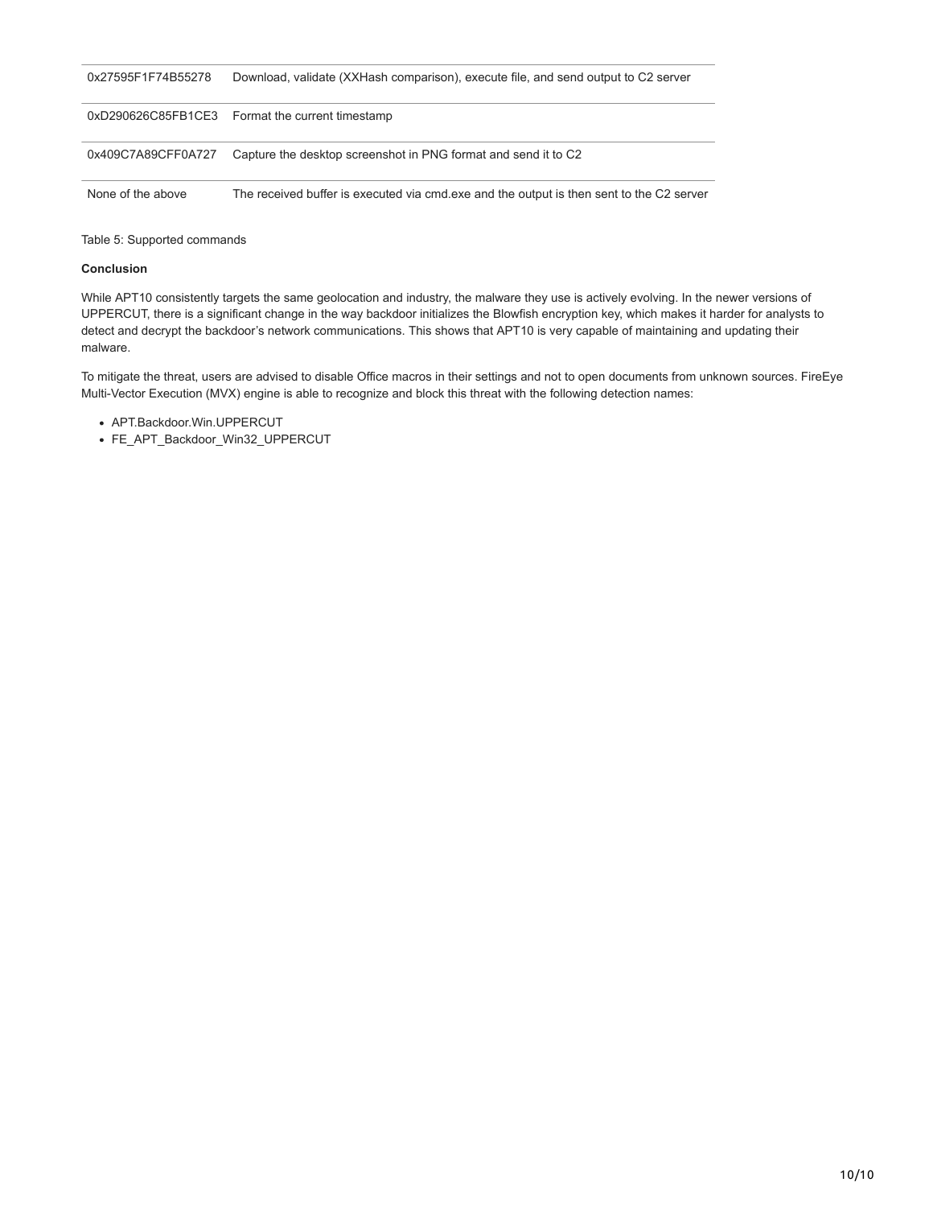| | |
|---|---|
| 0x27595F1F74B55278 | Download, validate (XXHash comparison), execute file, and send output to C2 server |
| 0xD290626C85FB1CE3 | Format the current timestamp |
| 0x409C7A89CFF0A727 | Capture the desktop screenshot in PNG format and send it to C2 |
| None of the above | The received buffer is executed via cmd.exe and the output is then sent to the C2 server |

Table 5: Supported commands

**Conclusion**

While APT10 consistently targets the same geolocation and industry, the malware they use is actively evolving. In the newer versions of UPPERCUT, there is a significant change in the way backdoor initializes the Blowfish encryption key, which makes it harder for analysts to detect and decrypt the backdoor's network communications. This shows that APT10 is very capable of maintaining and updating their malware.

To mitigate the threat, users are advised to disable Office macros in their settings and not to open documents from unknown sources. FireEye Multi-Vector Execution (MVX) engine is able to recognize and block this threat with the following detection names:

- APT.Backdoor.Win.UPPERCUT
- FE_APT_Backdoor_Win32_UPPERCUT